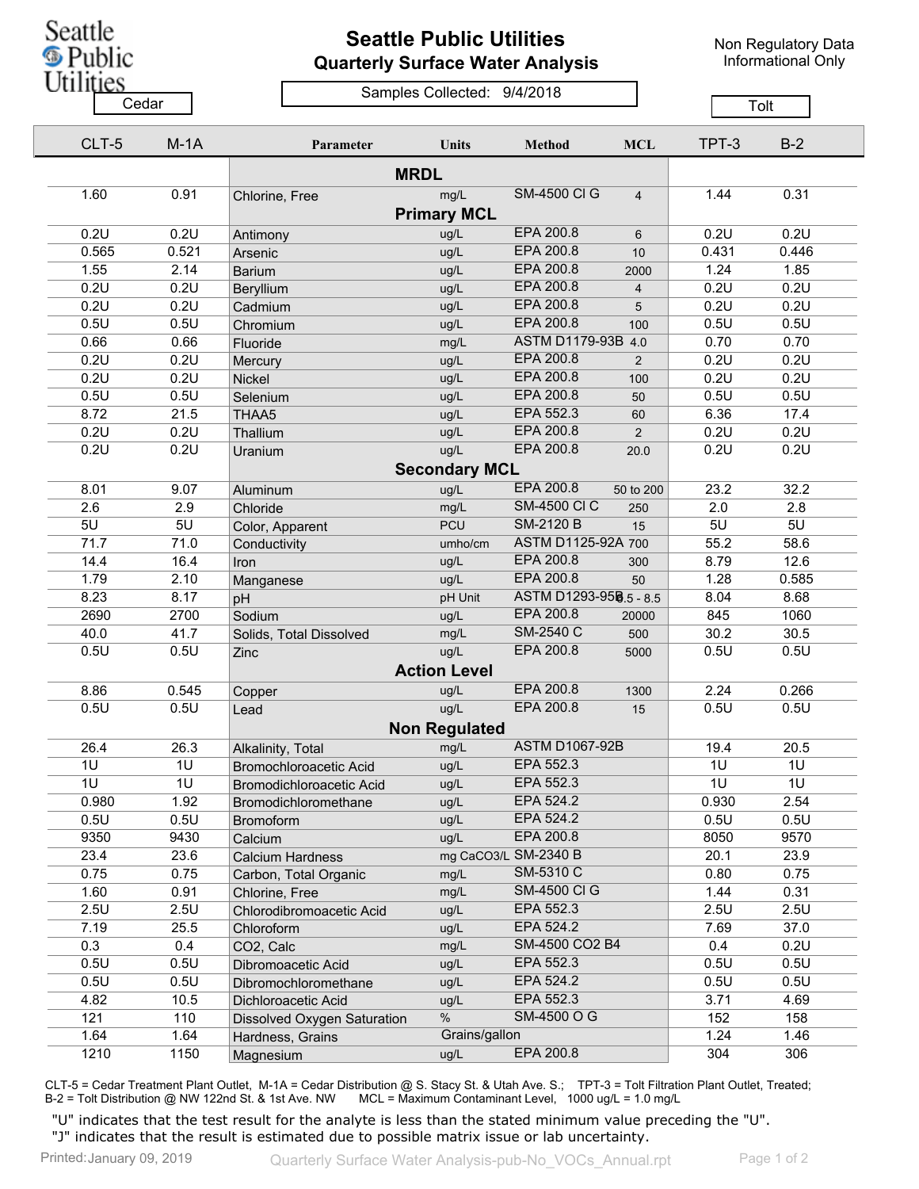# Seattle Public Utilities

## Quarterly Surface Water Analysis

Non Regulatory Data
Informational Only

Samples Collected: 9/4/2018

| Cedar | | | | | | Tolt | |
|---|---|---|---|---|---|---|---|
| CLT-5 | M-1A | Parameter | Units | Method | MCL | TPT-3 | B-2 |
| | | **MRDL** | | | | | |
| 1.60 | 0.91 | Chlorine, Free | mg/L | SM-4500 Cl G | 4 | 1.44 | 0.31 |
| | | **Primary MCL** | | | | | |
| 0.2U | 0.2U | Antimony | ug/L | EPA 200.8 | 6 | 0.2U | 0.2U |
| 0.565 | 0.521 | Arsenic | ug/L | EPA 200.8 | 10 | 0.431 | 0.446 |
| 1.55 | 2.14 | Barium | ug/L | EPA 200.8 | 2000 | 1.24 | 1.85 |
| 0.2U | 0.2U | Beryllium | ug/L | EPA 200.8 | 4 | 0.2U | 0.2U |
| 0.2U | 0.2U | Cadmium | ug/L | EPA 200.8 | 5 | 0.2U | 0.2U |
| 0.5U | 0.5U | Chromium | ug/L | EPA 200.8 | 100 | 0.5U | 0.5U |
| 0.66 | 0.66 | Fluoride | mg/L | ASTM D1179-93B | 4.0 | 0.70 | 0.70 |
| 0.2U | 0.2U | Mercury | ug/L | EPA 200.8 | 2 | 0.2U | 0.2U |
| 0.2U | 0.2U | Nickel | ug/L | EPA 200.8 | 100 | 0.2U | 0.2U |
| 0.5U | 0.5U | Selenium | ug/L | EPA 200.8 | 50 | 0.5U | 0.5U |
| 8.72 | 21.5 | THAA5 | ug/L | EPA 552.3 | 60 | 6.36 | 17.4 |
| 0.2U | 0.2U | Thallium | ug/L | EPA 200.8 | 2 | 0.2U | 0.2U |
| 0.2U | 0.2U | Uranium | ug/L | EPA 200.8 | 20.0 | 0.2U | 0.2U |
| | | **Secondary MCL** | | | | | |
| 8.01 | 9.07 | Aluminum | ug/L | EPA 200.8 | 50 to 200 | 23.2 | 32.2 |
| 2.6 | 2.9 | Chloride | mg/L | SM-4500 Cl C | 250 | 2.0 | 2.8 |
| 5U | 5U | Color, Apparent | PCU | SM-2120 B | 15 | 5U | 5U |
| 71.7 | 71.0 | Conductivity | umho/cm | ASTM D1125-92A | 700 | 55.2 | 58.6 |
| 14.4 | 16.4 | Iron | ug/L | EPA 200.8 | 300 | 8.79 | 12.6 |
| 1.79 | 2.10 | Manganese | ug/L | EPA 200.8 | 50 | 1.28 | 0.585 |
| 8.23 | 8.17 | pH | pH Unit | ASTM D1293-95B | 6.5 - 8.5 | 8.04 | 8.68 |
| 2690 | 2700 | Sodium | ug/L | EPA 200.8 | 20000 | 845 | 1060 |
| 40.0 | 41.7 | Solids, Total Dissolved | mg/L | SM-2540 C | 500 | 30.2 | 30.5 |
| 0.5U | 0.5U | Zinc | ug/L | EPA 200.8 | 5000 | 0.5U | 0.5U |
| | | **Action Level** | | | | | |
| 8.86 | 0.545 | Copper | ug/L | EPA 200.8 | 1300 | 2.24 | 0.266 |
| 0.5U | 0.5U | Lead | ug/L | EPA 200.8 | 15 | 0.5U | 0.5U |
| | | **Non Regulated** | | | | | |
| 26.4 | 26.3 | Alkalinity, Total | mg/L | ASTM D1067-92B | | 19.4 | 20.5 |
| 1U | 1U | Bromochloroacetic Acid | ug/L | EPA 552.3 | | 1U | 1U |
| 1U | 1U | Bromodichloroacetic Acid | ug/L | EPA 552.3 | | 1U | 1U |
| 0.980 | 1.92 | Bromodichloromethane | ug/L | EPA 524.2 | | 0.930 | 2.54 |
| 0.5U | 0.5U | Bromoform | ug/L | EPA 524.2 | | 0.5U | 0.5U |
| 9350 | 9430 | Calcium | ug/L | EPA 200.8 | | 8050 | 9570 |
| 23.4 | 23.6 | Calcium Hardness | mg CaCO3/L | SM-2340 B | | 20.1 | 23.9 |
| 0.75 | 0.75 | Carbon, Total Organic | mg/L | SM-5310 C | | 0.80 | 0.75 |
| 1.60 | 0.91 | Chlorine, Free | mg/L | SM-4500 Cl G | | 1.44 | 0.31 |
| 2.5U | 2.5U | Chlorodibromoacetic Acid | ug/L | EPA 552.3 | | 2.5U | 2.5U |
| 7.19 | 25.5 | Chloroform | ug/L | EPA 524.2 | | 7.69 | 37.0 |
| 0.3 | 0.4 | CO2, Calc | mg/L | SM-4500 CO2 B4 | | 0.4 | 0.2U |
| 0.5U | 0.5U | Dibromoacetic Acid | ug/L | EPA 552.3 | | 0.5U | 0.5U |
| 0.5U | 0.5U | Dibromochloromethane | ug/L | EPA 524.2 | | 0.5U | 0.5U |
| 4.82 | 10.5 | Dichloroacetic Acid | ug/L | EPA 552.3 | | 3.71 | 4.69 |
| 121 | 110 | Dissolved Oxygen Saturation | % | SM-4500 O G | | 152 | 158 |
| 1.64 | 1.64 | Hardness, Grains | Grains/gallon | | | 1.24 | 1.46 |
| 1210 | 1150 | Magnesium | ug/L | EPA 200.8 | | 304 | 306 |

CLT-5 = Cedar Treatment Plant Outlet, M-1A = Cedar Distribution @ S. Stacy St. & Utah Ave. S.; TPT-3 = Tolt Filtration Plant Outlet, Treated; B-2 = Tolt Distribution @ NW 122nd St. & 1st Ave. NW MCL = Maximum Contaminant Level, 1000 ug/L = 1.0 mg/L

"U" indicates that the test result for the analyte is less than the stated minimum value preceding the "U".
"J" indicates that the result is estimated due to possible matrix issue or lab uncertainty.

Printed: January 09, 2019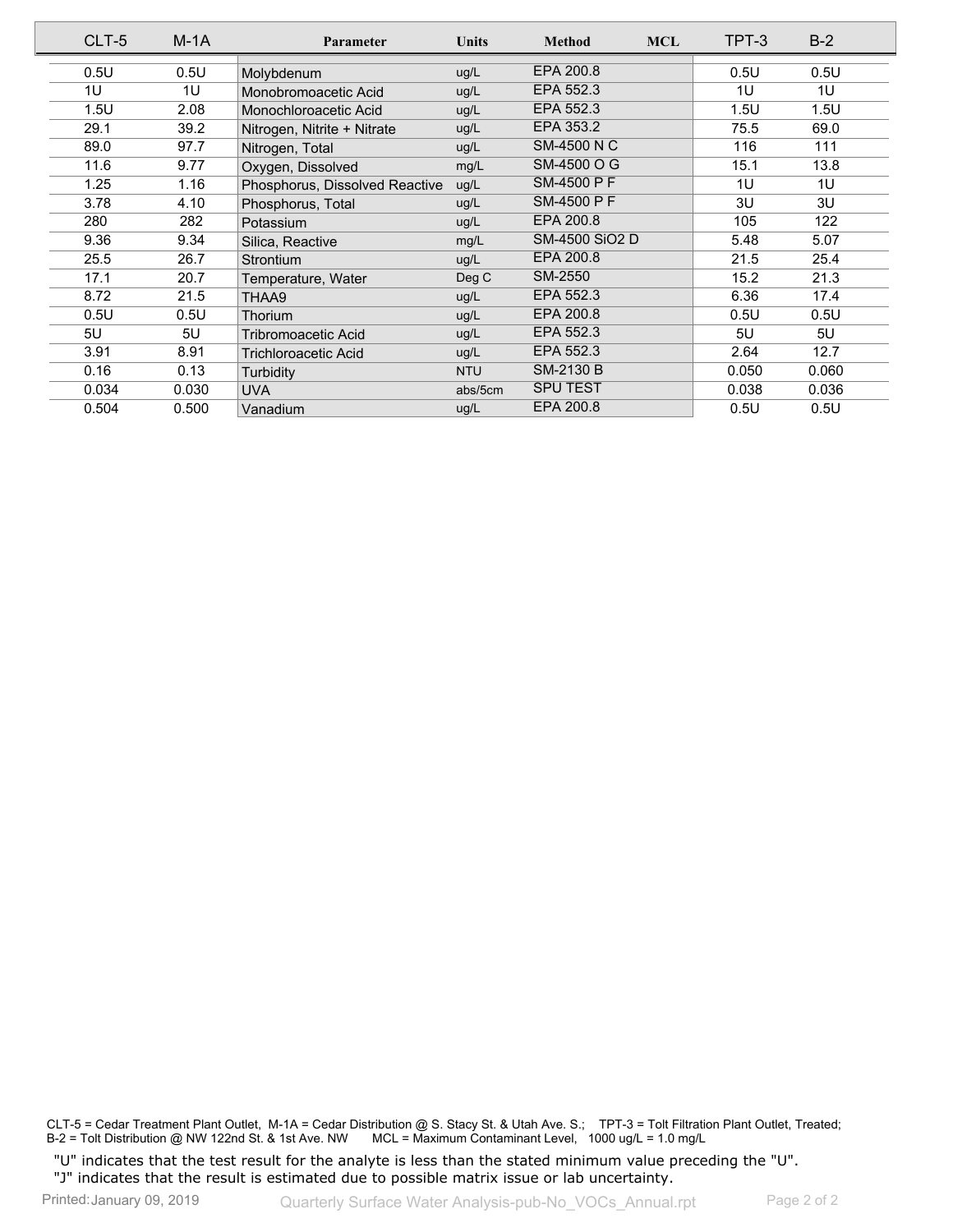| CLT-5 | M-1A | Parameter | Units | Method | MCL | TPT-3 | B-2 |
|---|---|---|---|---|---|---|---|
| 0.5U | 0.5U | Molybdenum | ug/L | EPA 200.8 | | 0.5U | 0.5U |
| 1U | 1U | Monobromoacetic Acid | ug/L | EPA 552.3 | | 1U | 1U |
| 1.5U | 2.08 | Monochloroacetic Acid | ug/L | EPA 552.3 | | 1.5U | 1.5U |
| 29.1 | 39.2 | Nitrogen, Nitrite + Nitrate | ug/L | EPA 353.2 | | 75.5 | 69.0 |
| 89.0 | 97.7 | Nitrogen, Total | ug/L | SM-4500 N C | | 116 | 111 |
| 11.6 | 9.77 | Oxygen, Dissolved | mg/L | SM-4500 O G | | 15.1 | 13.8 |
| 1.25 | 1.16 | Phosphorus, Dissolved Reactive | ug/L | SM-4500 P F | | 1U | 1U |
| 3.78 | 4.10 | Phosphorus, Total | ug/L | SM-4500 P F | | 3U | 3U |
| 280 | 282 | Potassium | ug/L | EPA 200.8 | | 105 | 122 |
| 9.36 | 9.34 | Silica, Reactive | mg/L | SM-4500 SiO2 D | | 5.48 | 5.07 |
| 25.5 | 26.7 | Strontium | ug/L | EPA 200.8 | | 21.5 | 25.4 |
| 17.1 | 20.7 | Temperature, Water | Deg C | SM-2550 | | 15.2 | 21.3 |
| 8.72 | 21.5 | THAA9 | ug/L | EPA 552.3 | | 6.36 | 17.4 |
| 0.5U | 0.5U | Thorium | ug/L | EPA 200.8 | | 0.5U | 0.5U |
| 5U | 5U | Tribromoacetic Acid | ug/L | EPA 552.3 | | 5U | 5U |
| 3.91 | 8.91 | Trichloroacetic Acid | ug/L | EPA 552.3 | | 2.64 | 12.7 |
| 0.16 | 0.13 | Turbidity | NTU | SM-2130 B | | 0.050 | 0.060 |
| 0.034 | 0.030 | UVA | abs/5cm | SPU TEST | | 0.038 | 0.036 |
| 0.504 | 0.500 | Vanadium | ug/L | EPA 200.8 | | 0.5U | 0.5U |

CLT-5 = Cedar Treatment Plant Outlet, M-1A = Cedar Distribution @ S. Stacy St. & Utah Ave. S.; TPT-3 = Tolt Filtration Plant Outlet, Treated; B-2 = Tolt Distribution @ NW 122nd St. & 1st Ave. NW MCL = Maximum Contaminant Level, 1000 ug/L = 1.0 mg/L

"U" indicates that the test result for the analyte is less than the stated minimum value preceding the "U".
"J" indicates that the result is estimated due to possible matrix issue or lab uncertainty.

Printed: January 09, 2019 Quarterly Surface Water Analysis-pub-No_VOCs_Annual.rpt